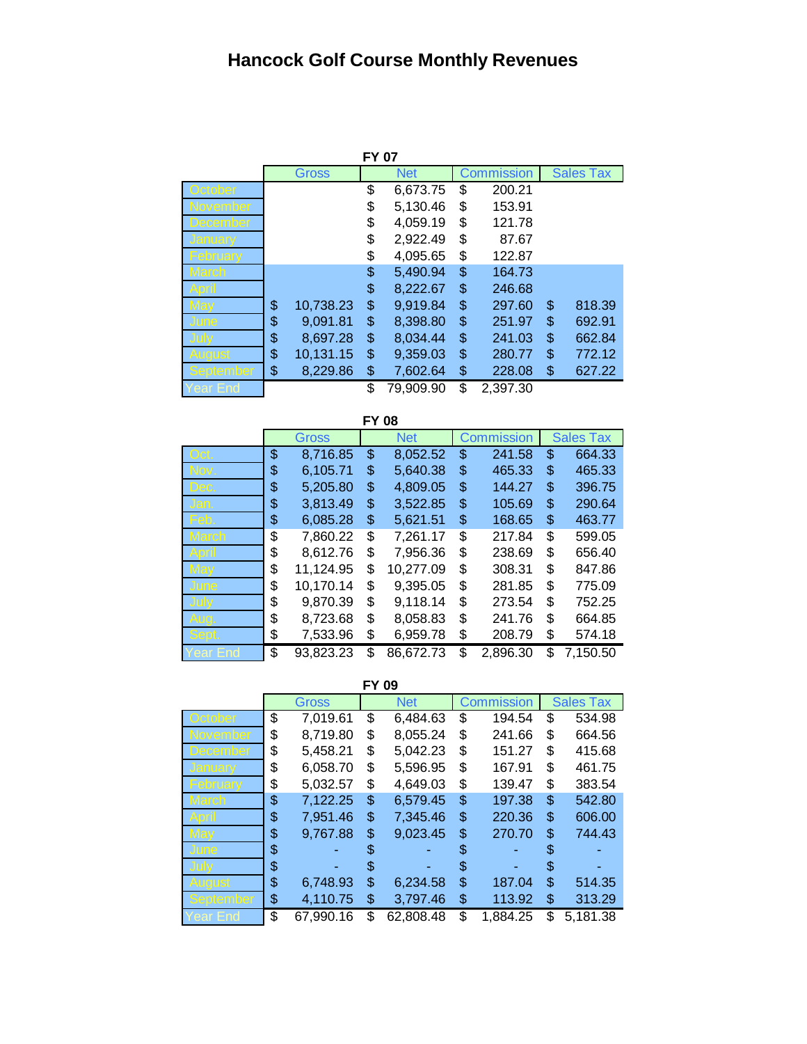# Hancock Golf Course Monthly Revenues

## FY 07

| | Gross | Net | Commission | Sales Tax |
|---|---|---|---|---|
| October | | $ 6,673.75 | $ 200.21 | |
| November | | $ 5,130.46 | $ 153.91 | |
| December | | $ 4,059.19 | $ 121.78 | |
| January | | $ 2,922.49 | $ 87.67 | |
| February | | $ 4,095.65 | $ 122.87 | |
| March | | $ 5,490.94 | $ 164.73 | |
| April | | $ 8,222.67 | $ 246.68 | |
| May | $ 10,738.23 | $ 9,919.84 | $ 297.60 | $ 818.39 |
| June | $ 9,091.81 | $ 8,398.80 | $ 251.97 | $ 692.91 |
| July | $ 8,697.28 | $ 8,034.44 | $ 241.03 | $ 662.84 |
| August | $ 10,131.15 | $ 9,359.03 | $ 280.77 | $ 772.12 |
| September | $ 8,229.86 | $ 7,602.64 | $ 228.08 | $ 627.22 |
| Year End | | $ 79,909.90 | $ 2,397.30 | |

## FY 08

| | Gross | Net | Commission | Sales Tax |
|---|---|---|---|---|
| Oct. | $ 8,716.85 | $ 8,052.52 | $ 241.58 | $ 664.33 |
| Nov. | $ 6,105.71 | $ 5,640.38 | $ 465.33 | $ 465.33 |
| Dec. | $ 5,205.80 | $ 4,809.05 | $ 144.27 | $ 396.75 |
| Jan. | $ 3,813.49 | $ 3,522.85 | $ 105.69 | $ 290.64 |
| Feb. | $ 6,085.28 | $ 5,621.51 | $ 168.65 | $ 463.77 |
| March | $ 7,860.22 | $ 7,261.17 | $ 217.84 | $ 599.05 |
| April | $ 8,612.76 | $ 7,956.36 | $ 238.69 | $ 656.40 |
| May | $ 11,124.95 | $ 10,277.09 | $ 308.31 | $ 847.86 |
| June | $ 10,170.14 | $ 9,395.05 | $ 281.85 | $ 775.09 |
| July | $ 9,870.39 | $ 9,118.14 | $ 273.54 | $ 752.25 |
| Aug. | $ 8,723.68 | $ 8,058.83 | $ 241.76 | $ 664.85 |
| Sept. | $ 7,533.96 | $ 6,959.78 | $ 208.79 | $ 574.18 |
| Year End | $ 93,823.23 | $ 86,672.73 | $ 2,896.30 | $ 7,150.50 |

## FY 09

| | Gross | Net | Commission | Sales Tax |
|---|---|---|---|---|
| October | $ 7,019.61 | $ 6,484.63 | $ 194.54 | $ 534.98 |
| November | $ 8,719.80 | $ 8,055.24 | $ 241.66 | $ 664.56 |
| December | $ 5,458.21 | $ 5,042.23 | $ 151.27 | $ 415.68 |
| January | $ 6,058.70 | $ 5,596.95 | $ 167.91 | $ 461.75 |
| February | $ 5,032.57 | $ 4,649.03 | $ 139.47 | $ 383.54 |
| March | $ 7,122.25 | $ 6,579.45 | $ 197.38 | $ 542.80 |
| April | $ 7,951.46 | $ 7,345.46 | $ 220.36 | $ 606.00 |
| May | $ 9,767.88 | $ 9,023.45 | $ 270.70 | $ 744.43 |
| June | $ - | $ - | $ - | $ - |
| July | $ - | $ - | $ - | $ - |
| August | $ 6,748.93 | $ 6,234.58 | $ 187.04 | $ 514.35 |
| September | $ 4,110.75 | $ 3,797.46 | $ 113.92 | $ 313.29 |
| Year End | $ 67,990.16 | $ 62,808.48 | $ 1,884.25 | $ 5,181.38 |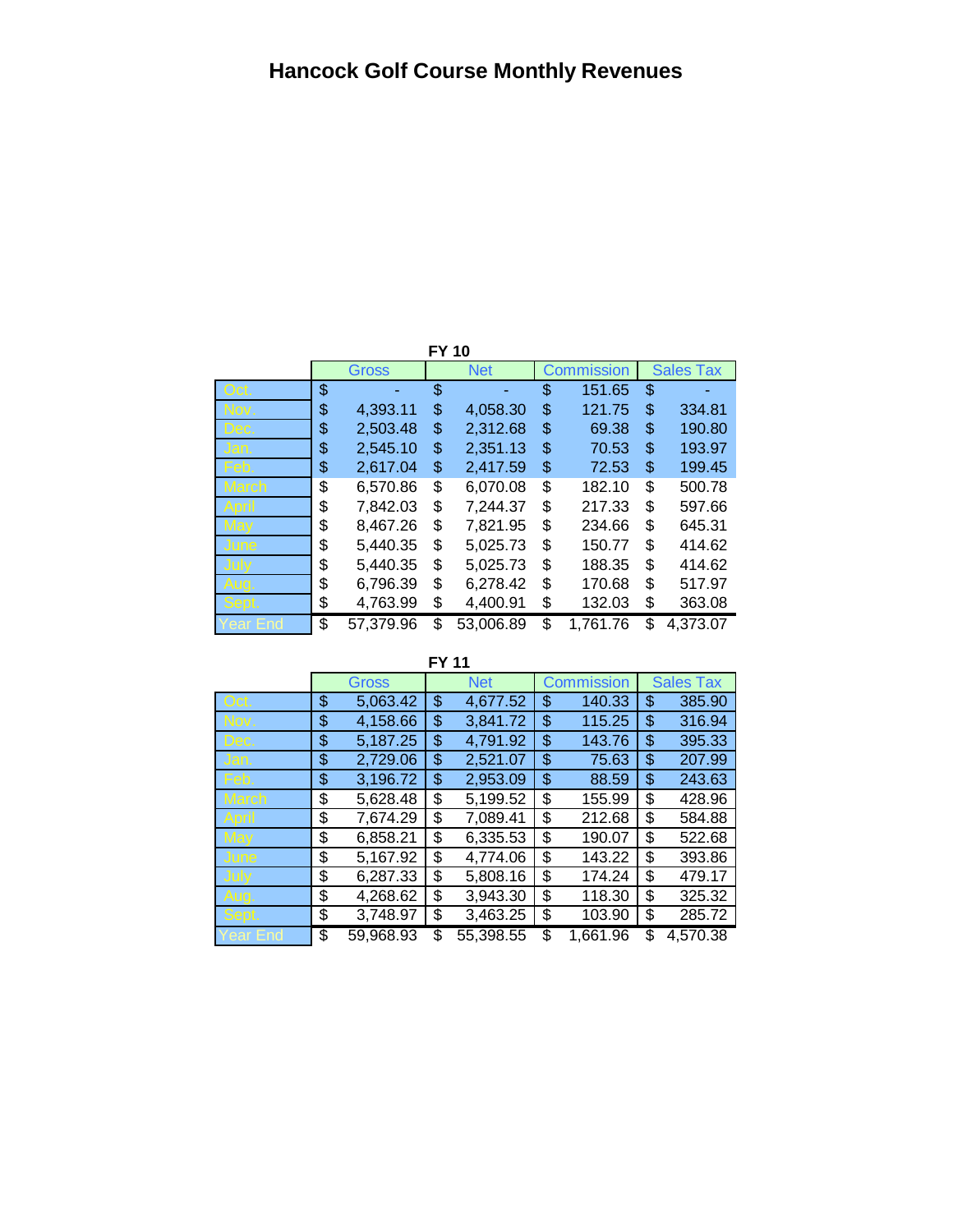# Hancock Golf Course Monthly Revenues

**FY 10**

| | Gross | Net | Commission | Sales Tax |
|---|---|---|---|---|
| Oct. | $ - | $ - | $ 151.65 | $ - |
| Nov. | $ 4,393.11 | $ 4,058.30 | $ 121.75 | $ 334.81 |
| Dec. | $ 2,503.48 | $ 2,312.68 | $ 69.38 | $ 190.80 |
| Jan. | $ 2,545.10 | $ 2,351.13 | $ 70.53 | $ 193.97 |
| Feb. | $ 2,617.04 | $ 2,417.59 | $ 72.53 | $ 199.45 |
| March | $ 6,570.86 | $ 6,070.08 | $ 182.10 | $ 500.78 |
| April | $ 7,842.03 | $ 7,244.37 | $ 217.33 | $ 597.66 |
| May | $ 8,467.26 | $ 7,821.95 | $ 234.66 | $ 645.31 |
| June | $ 5,440.35 | $ 5,025.73 | $ 150.77 | $ 414.62 |
| July | $ 5,440.35 | $ 5,025.73 | $ 188.35 | $ 414.62 |
| Aug. | $ 6,796.39 | $ 6,278.42 | $ 170.68 | $ 517.97 |
| Sept. | $ 4,763.99 | $ 4,400.91 | $ 132.03 | $ 363.08 |
| Year End | $ 57,379.96 | $ 53,006.89 | $ 1,761.76 | $ 4,373.07 |

**FY 11**

| | Gross | Net | Commission | Sales Tax |
|---|---|---|---|---|
| Oct. | $ 5,063.42 | $ 4,677.52 | $ 140.33 | $ 385.90 |
| Nov. | $ 4,158.66 | $ 3,841.72 | $ 115.25 | $ 316.94 |
| Dec. | $ 5,187.25 | $ 4,791.92 | $ 143.76 | $ 395.33 |
| Jan. | $ 2,729.06 | $ 2,521.07 | $ 75.63 | $ 207.99 |
| Feb. | $ 3,196.72 | $ 2,953.09 | $ 88.59 | $ 243.63 |
| March | $ 5,628.48 | $ 5,199.52 | $ 155.99 | $ 428.96 |
| April | $ 7,674.29 | $ 7,089.41 | $ 212.68 | $ 584.88 |
| May | $ 6,858.21 | $ 6,335.53 | $ 190.07 | $ 522.68 |
| June | $ 5,167.92 | $ 4,774.06 | $ 143.22 | $ 393.86 |
| July | $ 6,287.33 | $ 5,808.16 | $ 174.24 | $ 479.17 |
| Aug. | $ 4,268.62 | $ 3,943.30 | $ 118.30 | $ 325.32 |
| Sept. | $ 3,748.97 | $ 3,463.25 | $ 103.90 | $ 285.72 |
| Year End | $ 59,968.93 | $ 55,398.55 | $ 1,661.96 | $ 4,570.38 |